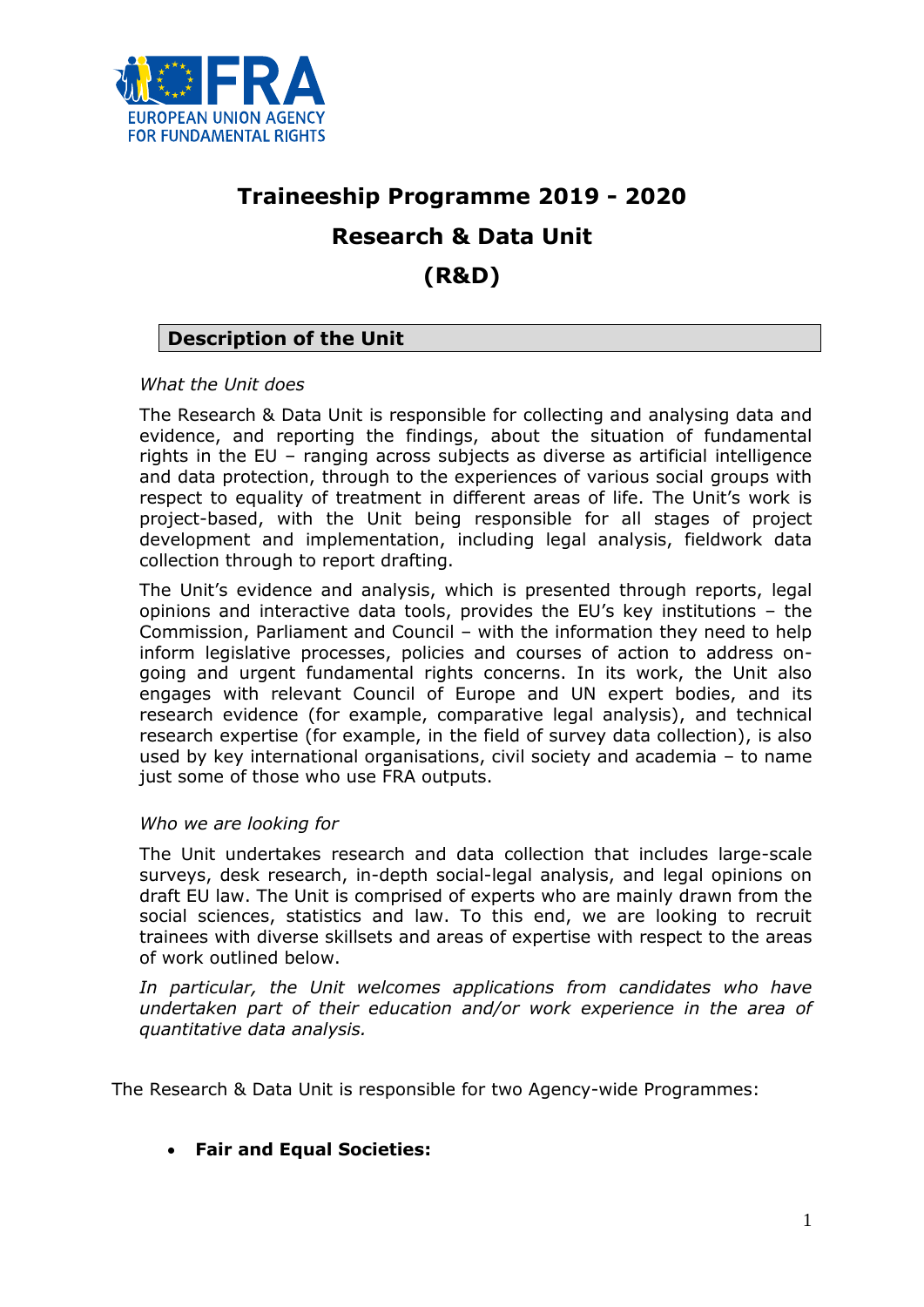# Traineeship Programme 2019 - 2020

# Research & Data Unit

# (R&D)

## Description of the Unit

*What the Unit does*

The Research & Data Unit is responsible for collecting and analysing data and evidence, and reporting the findings, about the situation of fundamental rights in the EU – ranging across subjects as diverse as artificial intelligence and data protection, through to the experiences of various social groups with respect to equality of treatment in different areas of life. The Unit's work is project-based, with the Unit being responsible for all stages of project development and implementation, including legal analysis, fieldwork data collection through to report drafting.

The Unit's evidence and analysis, which is presented through reports, legal opinions and interactive data tools, provides the EU's key institutions – the Commission, Parliament and Council – with the information they need to help inform legislative processes, policies and courses of action to address on-going and urgent fundamental rights concerns. In its work, the Unit also engages with relevant Council of Europe and UN expert bodies, and its research evidence (for example, comparative legal analysis), and technical research expertise (for example, in the field of survey data collection), is also used by key international organisations, civil society and academia – to name just some of those who use FRA outputs.

*Who we are looking for*

The Unit undertakes research and data collection that includes large-scale surveys, desk research, in-depth social-legal analysis, and legal opinions on draft EU law. The Unit is comprised of experts who are mainly drawn from the social sciences, statistics and law. To this end, we are looking to recruit trainees with diverse skillsets and areas of expertise with respect to the areas of work outlined below.

*In particular, the Unit welcomes applications from candidates who have undertaken part of their education and/or work experience in the area of quantitative data analysis.*

The Research & Data Unit is responsible for two Agency-wide Programmes:

- **Fair and Equal Societies:**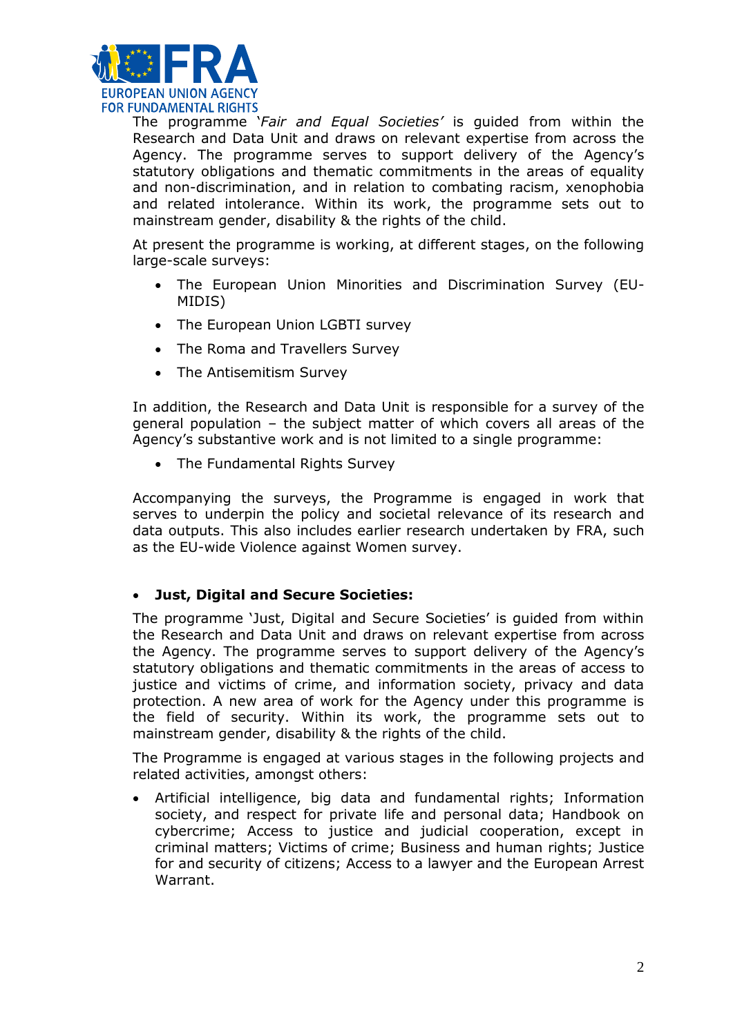The programme *'Fair and Equal Societies'* is guided from within the Research and Data Unit and draws on relevant expertise from across the Agency. The programme serves to support delivery of the Agency's statutory obligations and thematic commitments in the areas of equality and non-discrimination, and in relation to combating racism, xenophobia and related intolerance. Within its work, the programme sets out to mainstream gender, disability & the rights of the child.

At present the programme is working, at different stages, on the following large-scale surveys:

- The European Union Minorities and Discrimination Survey (EU-MIDIS)
- The European Union LGBTI survey
- The Roma and Travellers Survey
- The Antisemitism Survey

In addition, the Research and Data Unit is responsible for a survey of the general population – the subject matter of which covers all areas of the Agency's substantive work and is not limited to a single programme:

- The Fundamental Rights Survey

Accompanying the surveys, the Programme is engaged in work that serves to underpin the policy and societal relevance of its research and data outputs. This also includes earlier research undertaken by FRA, such as the EU-wide Violence against Women survey.

- **Just, Digital and Secure Societies:**

The programme 'Just, Digital and Secure Societies' is guided from within the Research and Data Unit and draws on relevant expertise from across the Agency. The programme serves to support delivery of the Agency's statutory obligations and thematic commitments in the areas of access to justice and victims of crime, and information society, privacy and data protection. A new area of work for the Agency under this programme is the field of security. Within its work, the programme sets out to mainstream gender, disability & the rights of the child.

The Programme is engaged at various stages in the following projects and related activities, amongst others:

- Artificial intelligence, big data and fundamental rights; Information society, and respect for private life and personal data; Handbook on cybercrime; Access to justice and judicial cooperation, except in criminal matters; Victims of crime; Business and human rights; Justice for and security of citizens; Access to a lawyer and the European Arrest Warrant.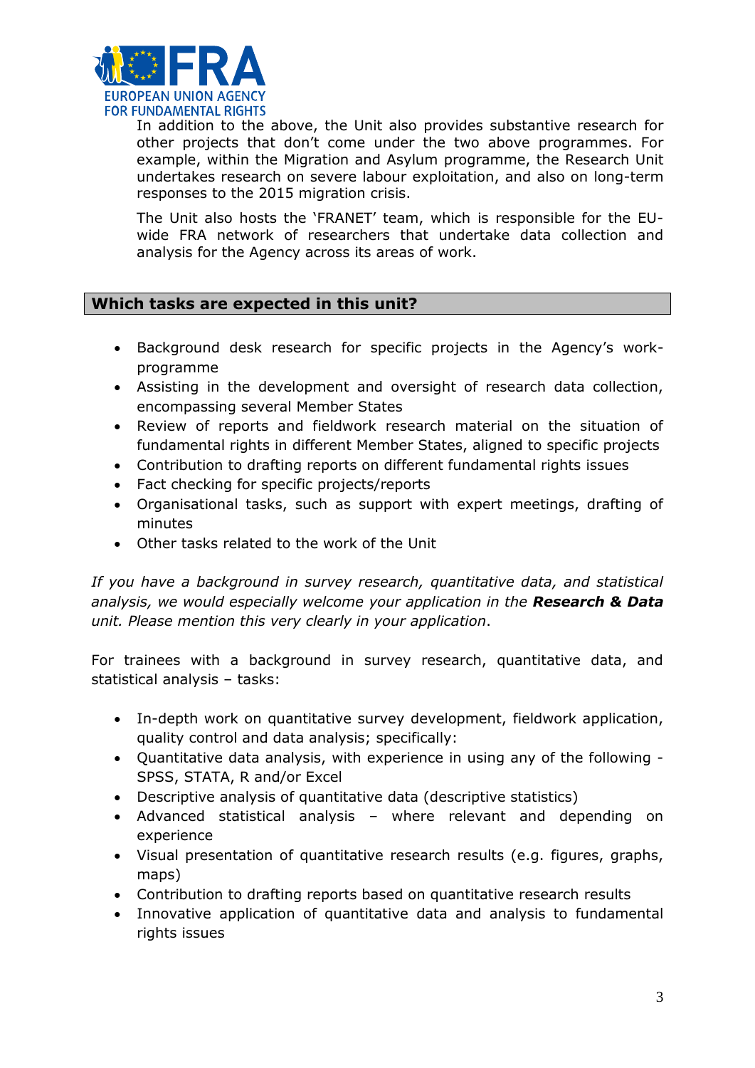In addition to the above, the Unit also provides substantive research for other projects that don't come under the two above programmes. For example, within the Migration and Asylum programme, the Research Unit undertakes research on severe labour exploitation, and also on long-term responses to the 2015 migration crisis.

The Unit also hosts the 'FRANET' team, which is responsible for the EU-wide FRA network of researchers that undertake data collection and analysis for the Agency across its areas of work.

## Which tasks are expected in this unit?

- Background desk research for specific projects in the Agency's work-programme
- Assisting in the development and oversight of research data collection, encompassing several Member States
- Review of reports and fieldwork research material on the situation of fundamental rights in different Member States, aligned to specific projects
- Contribution to drafting reports on different fundamental rights issues
- Fact checking for specific projects/reports
- Organisational tasks, such as support with expert meetings, drafting of minutes
- Other tasks related to the work of the Unit

*If you have a background in survey research, quantitative data, and statistical analysis, we would especially welcome your application in the **Research & Data** unit. Please mention this very clearly in your application*.

For trainees with a background in survey research, quantitative data, and statistical analysis – tasks:

- In-depth work on quantitative survey development, fieldwork application, quality control and data analysis; specifically:
- Quantitative data analysis, with experience in using any of the following - SPSS, STATA, R and/or Excel
- Descriptive analysis of quantitative data (descriptive statistics)
- Advanced statistical analysis – where relevant and depending on experience
- Visual presentation of quantitative research results (e.g. figures, graphs, maps)
- Contribution to drafting reports based on quantitative research results
- Innovative application of quantitative data and analysis to fundamental rights issues